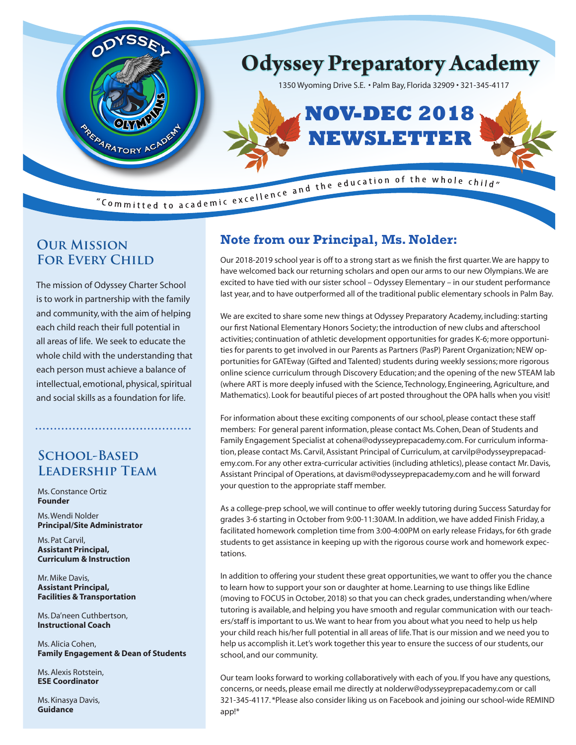# Odyssey Preparatory Academy

1350 Wyoming Drive S.E. • Palm Bay, Florida 32909 • 321-345-4117

# NOV-DEC 2018 NEWSLETTER

"Committed to academic excellence and the education of the whole child"

## Our Mission For Every Child

The mission of Odyssey Charter School is to work in partnership with the family and community, with the aim of helping each child reach their full potential in all areas of life. We seek to educate the whole child with the understanding that each person must achieve a balance of intellectual, emotional, physical, spiritual and social skills as a foundation for life.

## School-Based Leadership Team

Ms. Constance Ortiz
**Founder**

Ms. Wendi Nolder
**Principal/Site Administrator**

Ms. Pat Carvil,
**Assistant Principal, Curriculum & Instruction**

Mr. Mike Davis,
**Assistant Principal, Facilities & Transportation**

Ms. Da'neen Cuthbertson,
**Instructional Coach**

Ms. Alicia Cohen,
**Family Engagement & Dean of Students**

Ms. Alexis Rotstein,
**ESE Coordinator**

Ms. Kinasya Davis,
**Guidance**

## Note from our Principal, Ms. Nolder:

Our 2018-2019 school year is off to a strong start as we finish the first quarter. We are happy to have welcomed back our returning scholars and open our arms to our new Olympians. We are excited to have tied with our sister school – Odyssey Elementary – in our student performance last year, and to have outperformed all of the traditional public elementary schools in Palm Bay.

We are excited to share some new things at Odyssey Preparatory Academy, including: starting our first National Elementary Honors Society; the introduction of new clubs and afterschool activities; continuation of athletic development opportunities for grades K-6; more opportunities for parents to get involved in our Parents as Partners (PasP) Parent Organization; NEW opportunities for GATEway (Gifted and Talented) students during weekly sessions; more rigorous online science curriculum through Discovery Education; and the opening of the new STEAM lab (where ART is more deeply infused with the Science, Technology, Engineering, Agriculture, and Mathematics). Look for beautiful pieces of art posted throughout the OPA halls when you visit!

For information about these exciting components of our school, please contact these staff members: For general parent information, please contact Ms. Cohen, Dean of Students and Family Engagement Specialist at cohena@odysseyprepacademy.com. For curriculum information, please contact Ms. Carvil, Assistant Principal of Curriculum, at carvilp@odysseyprepacademy.com. For any other extra-curricular activities (including athletics), please contact Mr. Davis, Assistant Principal of Operations, at davism@odysseyprepacademy.com and he will forward your question to the appropriate staff member.

As a college-prep school, we will continue to offer weekly tutoring during Success Saturday for grades 3-6 starting in October from 9:00-11:30AM. In addition, we have added Finish Friday, a facilitated homework completion time from 3:00-4:00PM on early release Fridays, for 6th grade students to get assistance in keeping up with the rigorous course work and homework expectations.

In addition to offering your student these great opportunities, we want to offer you the chance to learn how to support your son or daughter at home. Learning to use things like Edline (moving to FOCUS in October, 2018) so that you can check grades, understanding when/where tutoring is available, and helping you have smooth and regular communication with our teachers/staff is important to us. We want to hear from you about what you need to help us help your child reach his/her full potential in all areas of life. That is our mission and we need you to help us accomplish it. Let's work together this year to ensure the success of our students, our school, and our community.

Our team looks forward to working collaboratively with each of you. If you have any questions, concerns, or needs, please email me directly at nolderw@odysseyprepacademy.com or call 321-345-4117. *Please also consider liking us on Facebook and joining our school-wide REMIND app!*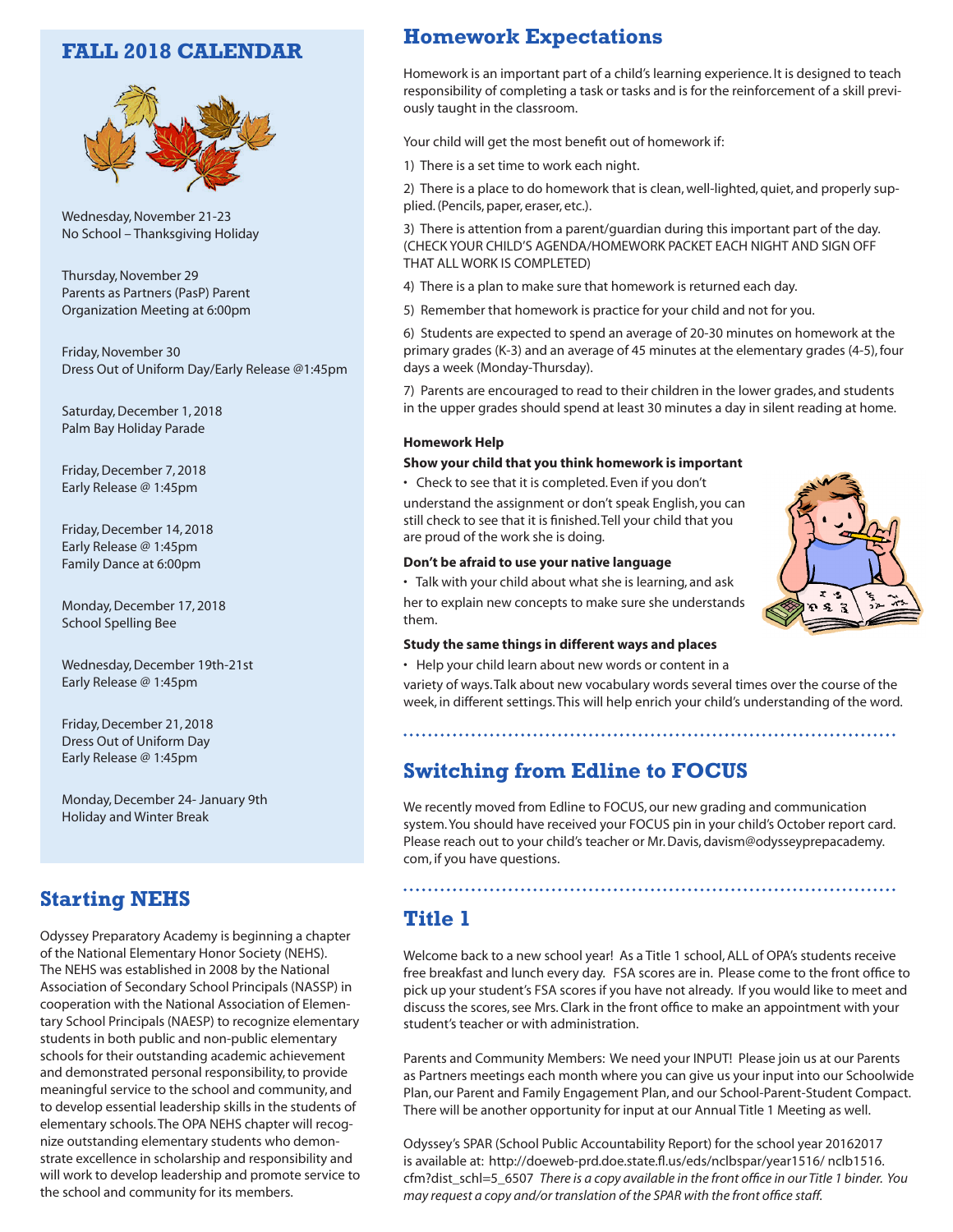## FALL 2018 CALENDAR

Wednesday, November 21-23
No School – Thanksgiving Holiday

Thursday, November 29
Parents as Partners (PasP) Parent Organization Meeting at 6:00pm

Friday, November 30
Dress Out of Uniform Day/Early Release @1:45pm

Saturday, December 1, 2018
Palm Bay Holiday Parade

Friday, December 7, 2018
Early Release @ 1:45pm

Friday, December 14, 2018
Early Release @ 1:45pm
Family Dance at 6:00pm

Monday, December 17, 2018
School Spelling Bee

Wednesday, December 19th-21st
Early Release @ 1:45pm

Friday, December 21, 2018
Dress Out of Uniform Day
Early Release @ 1:45pm

Monday, December 24- January 9th
Holiday and Winter Break

## Starting NEHS

Odyssey Preparatory Academy is beginning a chapter of the National Elementary Honor Society (NEHS). The NEHS was established in 2008 by the National Association of Secondary School Principals (NASSP) in cooperation with the National Association of Elementary School Principals (NAESP) to recognize elementary students in both public and non-public elementary schools for their outstanding academic achievement and demonstrated personal responsibility, to provide meaningful service to the school and community, and to develop essential leadership skills in the students of elementary schools. The OPA NEHS chapter will recognize outstanding elementary students who demonstrate excellence in scholarship and responsibility and will work to develop leadership and promote service to the school and community for its members.

## Homework Expectations

Homework is an important part of a child's learning experience. It is designed to teach responsibility of completing a task or tasks and is for the reinforcement of a skill previously taught in the classroom.

Your child will get the most benefit out of homework if:

1) There is a set time to work each night.

2) There is a place to do homework that is clean, well-lighted, quiet, and properly supplied. (Pencils, paper, eraser, etc.).

3) There is attention from a parent/guardian during this important part of the day. (CHECK YOUR CHILD'S AGENDA/HOMEWORK PACKET EACH NIGHT AND SIGN OFF THAT ALL WORK IS COMPLETED)

4) There is a plan to make sure that homework is returned each day.

5) Remember that homework is practice for your child and not for you.

6) Students are expected to spend an average of 20-30 minutes on homework at the primary grades (K-3) and an average of 45 minutes at the elementary grades (4-5), four days a week (Monday-Thursday).

7) Parents are encouraged to read to their children in the lower grades, and students in the upper grades should spend at least 30 minutes a day in silent reading at home.

### Homework Help

**Show your child that you think homework is important**

- Check to see that it is completed. Even if you don't understand the assignment or don't speak English, you can still check to see that it is finished. Tell your child that you are proud of the work she is doing.

**Don't be afraid to use your native language**

- Talk with your child about what she is learning, and ask her to explain new concepts to make sure she understands them.

**Study the same things in different ways and places**

- Help your child learn about new words or content in a variety of ways. Talk about new vocabulary words several times over the course of the week, in different settings. This will help enrich your child's understanding of the word.

## Switching from Edline to FOCUS

We recently moved from Edline to FOCUS, our new grading and communication system. You should have received your FOCUS pin in your child's October report card. Please reach out to your child's teacher or Mr. Davis, davism@odysseyprepacademy.com, if you have questions.

## Title 1

Welcome back to a new school year! As a Title 1 school, ALL of OPA's students receive free breakfast and lunch every day. FSA scores are in. Please come to the front office to pick up your student's FSA scores if you have not already. If you would like to meet and discuss the scores, see Mrs. Clark in the front office to make an appointment with your student's teacher or with administration.

Parents and Community Members: We need your INPUT! Please join us at our Parents as Partners meetings each month where you can give us your input into our Schoolwide Plan, our Parent and Family Engagement Plan, and our School-Parent-Student Compact. There will be another opportunity for input at our Annual Title 1 Meeting as well.

Odyssey's SPAR (School Public Accountability Report) for the school year 20162017 is available at: http://doeweb-prd.doe.state.fl.us/eds/nclbspar/year1516/ nclb1516.cfm?dist_schl=5_6507 *There is a copy available in the front office in our Title 1 binder. You may request a copy and/or translation of the SPAR with the front office staff.*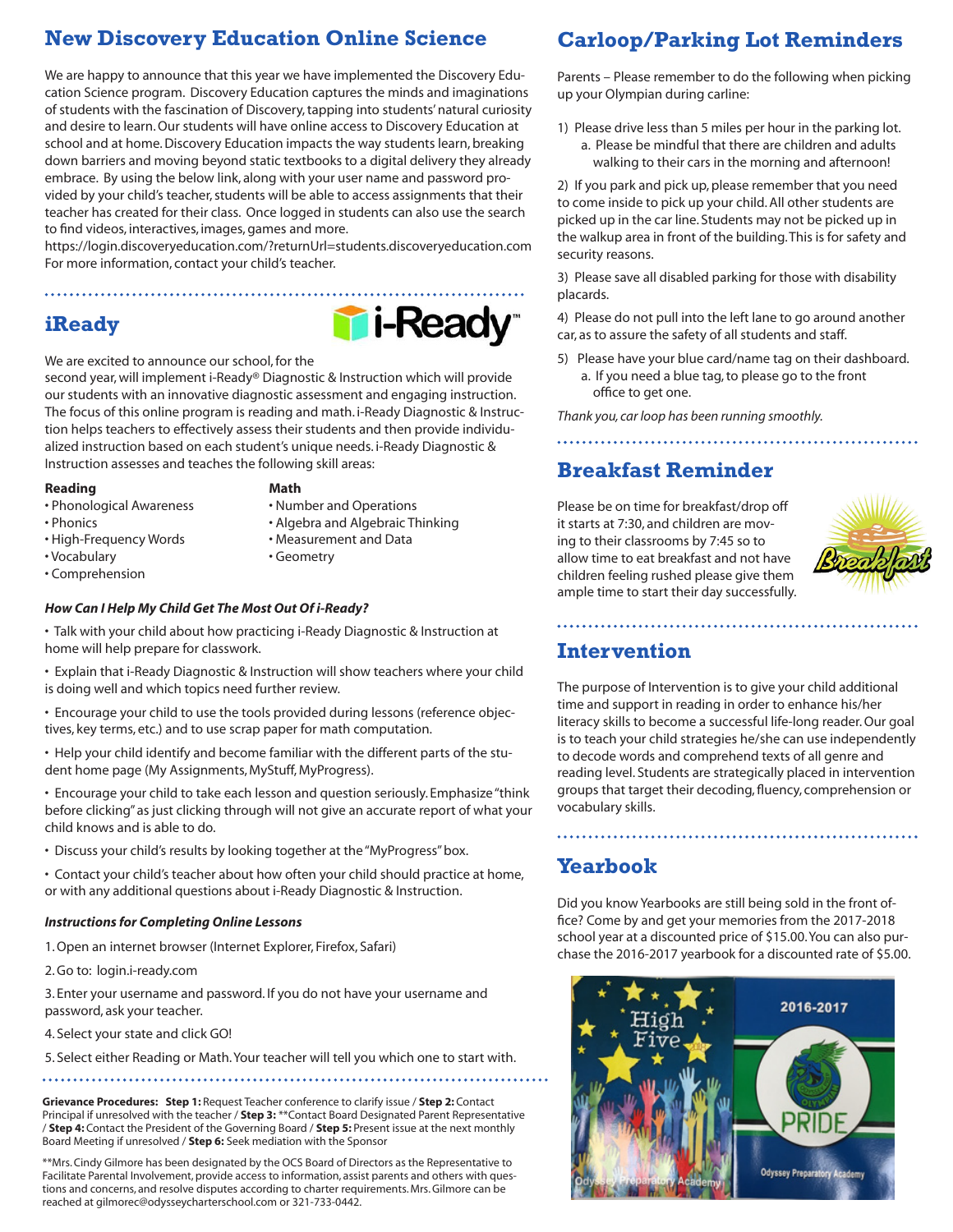## New Discovery Education Online Science

We are happy to announce that this year we have implemented the Discovery Education Science program. Discovery Education captures the minds and imaginations of students with the fascination of Discovery, tapping into students' natural curiosity and desire to learn. Our students will have online access to Discovery Education at school and at home. Discovery Education impacts the way students learn, breaking down barriers and moving beyond static textbooks to a digital delivery they already embrace. By using the below link, along with your user name and password provided by your child's teacher, students will be able to access assignments that their teacher has created for their class. Once logged in students can also use the search to find videos, interactives, images, games and more.
https://login.discoveryeducation.com/?returnUrl=students.discoveryeducation.com
For more information, contact your child's teacher.

## iReady

We are excited to announce our school, for the second year, will implement i-Ready® Diagnostic & Instruction which will provide our students with an innovative diagnostic assessment and engaging instruction. The focus of this online program is reading and math. i-Ready Diagnostic & Instruction helps teachers to effectively assess their students and then provide individualized instruction based on each student's unique needs. i-Ready Diagnostic & Instruction assesses and teaches the following skill areas:

**Reading**
- Phonological Awareness
- Phonics
- High-Frequency Words
- Vocabulary
- Comprehension

**Math**
- Number and Operations
- Algebra and Algebraic Thinking
- Measurement and Data
- Geometry

***How Can I Help My Child Get The Most Out Of i-Ready?***

- Talk with your child about how practicing i-Ready Diagnostic & Instruction at home will help prepare for classwork.
- Explain that i-Ready Diagnostic & Instruction will show teachers where your child is doing well and which topics need further review.
- Encourage your child to use the tools provided during lessons (reference objectives, key terms, etc.) and to use scrap paper for math computation.
- Help your child identify and become familiar with the different parts of the student home page (My Assignments, MyStuff, MyProgress).
- Encourage your child to take each lesson and question seriously. Emphasize "think before clicking" as just clicking through will not give an accurate report of what your child knows and is able to do.
- Discuss your child's results by looking together at the "MyProgress" box.
- Contact your child's teacher about how often your child should practice at home, or with any additional questions about i-Ready Diagnostic & Instruction.

***Instructions for Completing Online Lessons***

1. Open an internet browser (Internet Explorer, Firefox, Safari)
2. Go to: login.i-ready.com
3. Enter your username and password. If you do not have your username and password, ask your teacher.
4. Select your state and click GO!
5. Select either Reading or Math. Your teacher will tell you which one to start with.

**Grievance Procedures: Step 1:** Request Teacher conference to clarify issue / **Step 2:** Contact Principal if unresolved with the teacher / **Step 3:** **Contact Board Designated Parent Representative / **Step 4:** Contact the President of the Governing Board / **Step 5:** Present issue at the next monthly Board Meeting if unresolved / **Step 6:** Seek mediation with the Sponsor

**Mrs. Cindy Gilmore has been designated by the OCS Board of Directors as the Representative to Facilitate Parental Involvement, provide access to information, assist parents and others with questions and concerns, and resolve disputes according to charter requirements. Mrs. Gilmore can be reached at gilmorec@odysseycharterschool.com or 321-733-0442.

## Carloop/Parking Lot Reminders

Parents – Please remember to do the following when picking up your Olympian during carline:

1) Please drive less than 5 miles per hour in the parking lot.
   a. Please be mindful that there are children and adults walking to their cars in the morning and afternoon!

2) If you park and pick up, please remember that you need to come inside to pick up your child. All other students are picked up in the car line. Students may not be picked up in the walkup area in front of the building. This is for safety and security reasons.

3) Please save all disabled parking for those with disability placards.

4) Please do not pull into the left lane to go around another car, as to assure the safety of all students and staff.

5) Please have your blue card/name tag on their dashboard.
   a. If you need a blue tag, to please go to the front office to get one.

*Thank you, car loop has been running smoothly.*

## Breakfast Reminder

Please be on time for breakfast/drop off it starts at 7:30, and children are moving to their classrooms by 7:45 so to allow time to eat breakfast and not have children feeling rushed please give them ample time to start their day successfully.

## Intervention

The purpose of Intervention is to give your child additional time and support in reading in order to enhance his/her literacy skills to become a successful life-long reader. Our goal is to teach your child strategies he/she can use independently to decode words and comprehend texts of all genre and reading level. Students are strategically placed in intervention groups that target their decoding, fluency, comprehension or vocabulary skills.

## Yearbook

Did you know Yearbooks are still being sold in the front office? Come by and get your memories from the 2017-2018 school year at a discounted price of $15.00. You can also purchase the 2016-2017 yearbook for a discounted rate of $5.00.